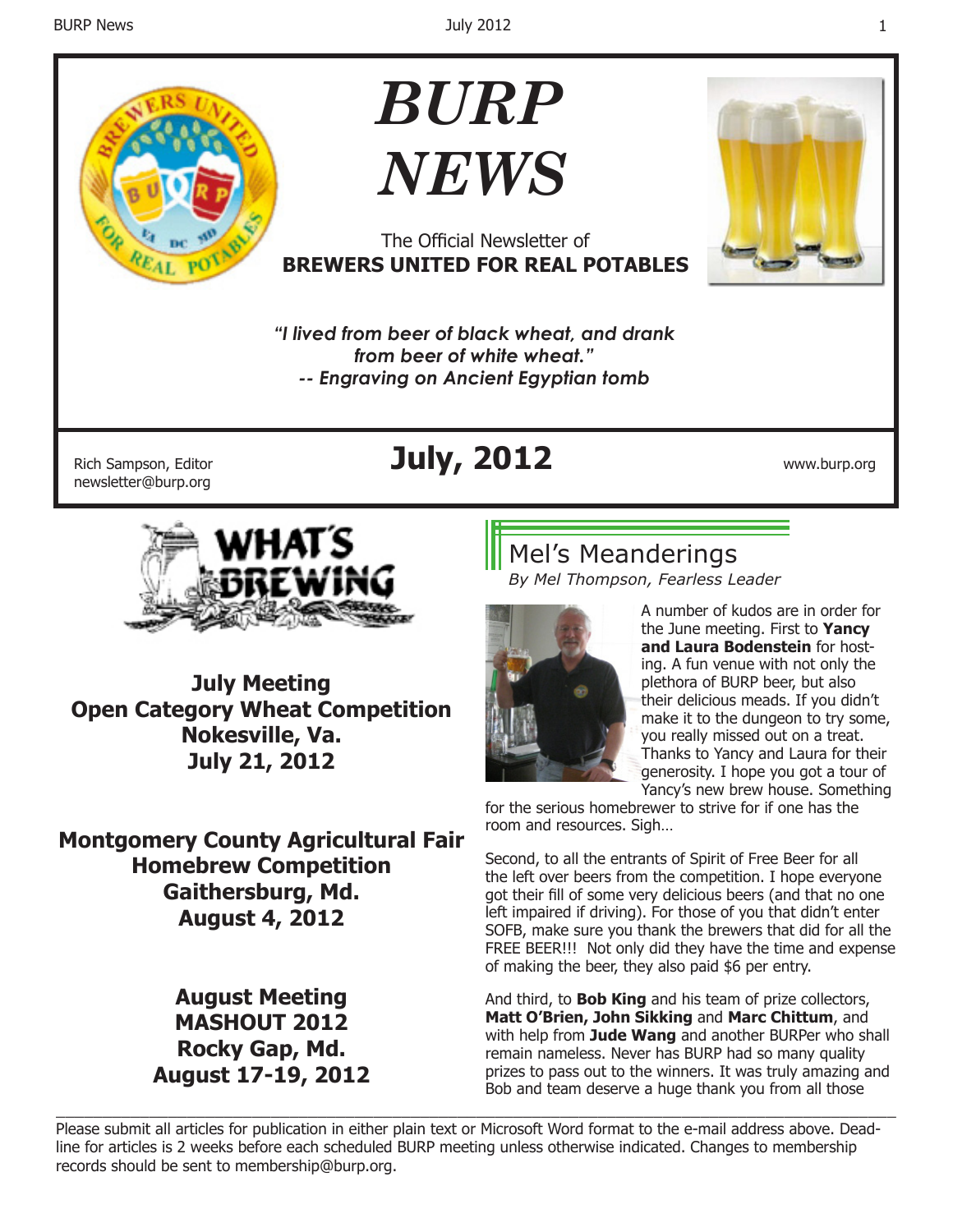# BURP NEWS

The Official Newsletter of
**BREWERS UNITED FOR REAL POTABLES**

***"I lived from beer of black wheat, and drank from beer of white wheat." -- Engraving on Ancient Egyptian tomb***

Rich Sampson, Editor
newsletter@burp.org

## July, 2012

www.burp.org

## What's Brewing

**July Meeting**
**Open Category Wheat Competition**
**Nokesville, Va.**
**July 21, 2012**

**Montgomery County Agricultural Fair Homebrew Competition**
**Gaithersburg, Md.**
**August 4, 2012**

**August Meeting**
**MASHOUT 2012**
**Rocky Gap, Md.**
**August 17-19, 2012**

## Mel's Meanderings

*By Mel Thompson, Fearless Leader*

A number of kudos are in order for the June meeting. First to **Yancy and Laura Bodenstein** for hosting. A fun venue with not only the plethora of BURP beer, but also their delicious meads. If you didn't make it to the dungeon to try some, you really missed out on a treat. Thanks to Yancy and Laura for their generosity. I hope you got a tour of Yancy's new brew house. Something for the serious homebrewer to strive for if one has the room and resources. Sigh…

Second, to all the entrants of Spirit of Free Beer for all the left over beers from the competition. I hope everyone got their fill of some very delicious beers (and that no one left impaired if driving). For those of you that didn't enter SOFB, make sure you thank the brewers that did for all the FREE BEER!!! Not only did they have the time and expense of making the beer, they also paid $6 per entry.

And third, to **Bob King** and his team of prize collectors, **Matt O'Brien, John Sikking** and **Marc Chittum**, and with help from **Jude Wang** and another BURPer who shall remain nameless. Never has BURP had so many quality prizes to pass out to the winners. It was truly amazing and Bob and team deserve a huge thank you from all those

---

Please submit all articles for publication in either plain text or Microsoft Word format to the e-mail address above. Deadline for articles is 2 weeks before each scheduled BURP meeting unless otherwise indicated. Changes to membership records should be sent to membership@burp.org.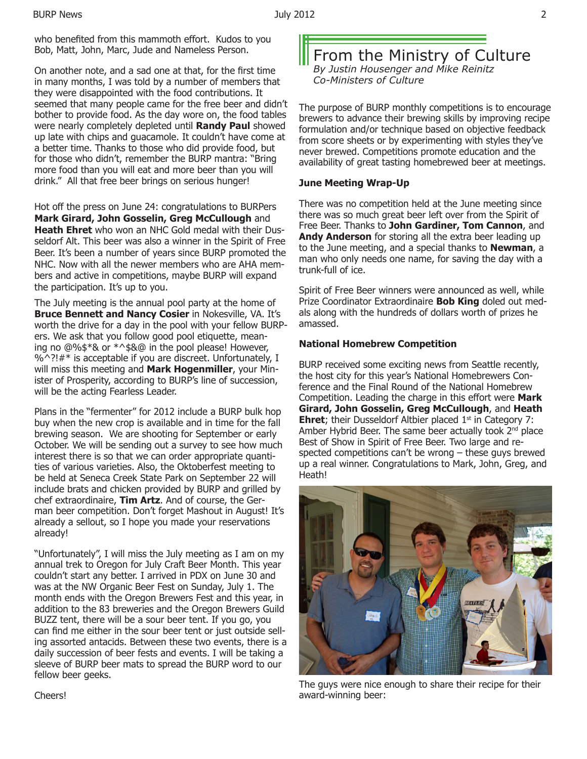who benefited from this mammoth effort. Kudos to you Bob, Matt, John, Marc, Jude and Nameless Person.

On another note, and a sad one at that, for the first time in many months, I was told by a number of members that they were disappointed with the food contributions. It seemed that many people came for the free beer and didn't bother to provide food. As the day wore on, the food tables were nearly completely depleted until **Randy Paul** showed up late with chips and guacamole. It couldn't have come at a better time. Thanks to those who did provide food, but for those who didn't, remember the BURP mantra: "Bring more food than you will eat and more beer than you will drink." All that free beer brings on serious hunger!

Hot off the press on June 24: congratulations to BURPers **Mark Girard, John Gosselin, Greg McCullough** and **Heath Ehret** who won an NHC Gold medal with their Dusseldorf Alt. This beer was also a winner in the Spirit of Free Beer. It's been a number of years since BURP promoted the NHC. Now with all the newer members who are AHA members and active in competitions, maybe BURP will expand the participation. It's up to you.

The July meeting is the annual pool party at the home of **Bruce Bennett and Nancy Cosier** in Nokesville, VA. It's worth the drive for a day in the pool with your fellow BURPers. We ask that you follow good pool etiquette, meaning no @%$*& or *^$&@ in the pool please! However, %^?!#* is acceptable if you are discreet. Unfortunately, I will miss this meeting and **Mark Hogenmiller**, your Minister of Prosperity, according to BURP's line of succession, will be the acting Fearless Leader.

Plans in the "fermenter" for 2012 include a BURP bulk hop buy when the new crop is available and in time for the fall brewing season. We are shooting for September or early October. We will be sending out a survey to see how much interest there is so that we can order appropriate quantities of various varieties. Also, the Oktoberfest meeting to be held at Seneca Creek State Park on September 22 will include brats and chicken provided by BURP and grilled by chef extraordinaire, **Tim Artz**. And of course, the German beer competition. Don't forget Mashout in August! It's already a sellout, so I hope you made your reservations already!

"Unfortunately", I will miss the July meeting as I am on my annual trek to Oregon for July Craft Beer Month. This year couldn't start any better. I arrived in PDX on June 30 and was at the NW Organic Beer Fest on Sunday, July 1. The month ends with the Oregon Brewers Fest and this year, in addition to the 83 breweries and the Oregon Brewers Guild BUZZ tent, there will be a sour beer tent. If you go, you can find me either in the sour beer tent or just outside selling assorted antacids. Between these two events, there is a daily succession of beer fests and events. I will be taking a sleeve of BURP beer mats to spread the BURP word to our fellow beer geeks.

Cheers!

## From the Ministry of Culture

*By Justin Housenger and Mike Reinitz*
*Co-Ministers of Culture*

The purpose of BURP monthly competitions is to encourage brewers to advance their brewing skills by improving recipe formulation and/or technique based on objective feedback from score sheets or by experimenting with styles they've never brewed. Competitions promote education and the availability of great tasting homebrewed beer at meetings.

### June Meeting Wrap-Up

There was no competition held at the June meeting since there was so much great beer left over from the Spirit of Free Beer. Thanks to **John Gardiner, Tom Cannon**, and **Andy Anderson** for storing all the extra beer leading up to the June meeting, and a special thanks to **Newman**, a man who only needs one name, for saving the day with a trunk-full of ice.

Spirit of Free Beer winners were announced as well, while Prize Coordinator Extraordinaire **Bob King** doled out medals along with the hundreds of dollars worth of prizes he amassed.

### National Homebrew Competition

BURP received some exciting news from Seattle recently, the host city for this year's National Homebrewers Conference and the Final Round of the National Homebrew Competition. Leading the charge in this effort were **Mark Girard, John Gosselin, Greg McCullough**, and **Heath Ehret**; their Dusseldorf Altbier placed 1st in Category 7: Amber Hybrid Beer. The same beer actually took 2nd place Best of Show in Spirit of Free Beer. Two large and respected competitions can't be wrong – these guys brewed up a real winner. Congratulations to Mark, John, Greg, and Heath!

The guys were nice enough to share their recipe for their award-winning beer: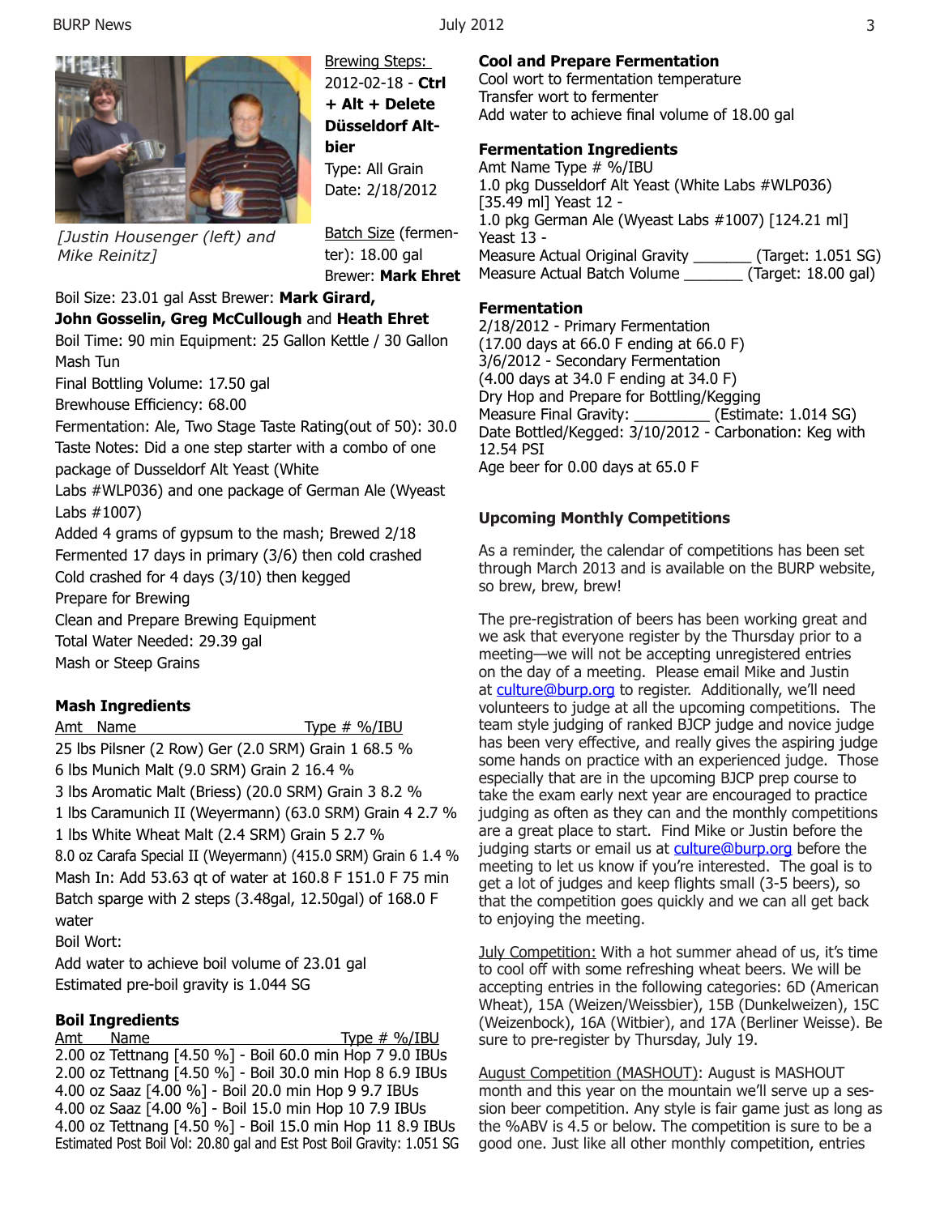*[Justin Housenger (left) and Mike Reinitz]*

Brewing Steps:
2012-02-18 - **Ctrl + Alt + Delete Düsseldorf Altbier**
Type: All Grain
Date: 2/18/2012

Batch Size (fermenter): 18.00 gal
Brewer: **Mark Ehret**
Boil Size: 23.01 gal Asst Brewer: **Mark Girard, John Gosselin, Greg McCullough** and **Heath Ehret**
Boil Time: 90 min Equipment: 25 Gallon Kettle / 30 Gallon Mash Tun
Final Bottling Volume: 17.50 gal
Brewhouse Efficiency: 68.00
Fermentation: Ale, Two Stage Taste Rating(out of 50): 30.0
Taste Notes: Did a one step starter with a combo of one package of Dusseldorf Alt Yeast (White Labs #WLP036) and one package of German Ale (Wyeast Labs #1007)
Added 4 grams of gypsum to the mash; Brewed 2/18
Fermented 17 days in primary (3/6) then cold crashed
Cold crashed for 4 days (3/10) then kegged
Prepare for Brewing
Clean and Prepare Brewing Equipment
Total Water Needed: 29.39 gal
Mash or Steep Grains

**Mash Ingredients**

Amt Name Type # %/IBU
25 lbs Pilsner (2 Row) Ger (2.0 SRM) Grain 1 68.5 %
6 lbs Munich Malt (9.0 SRM) Grain 2 16.4 %
3 lbs Aromatic Malt (Briess) (20.0 SRM) Grain 3 8.2 %
1 lbs Caramunich II (Weyermann) (63.0 SRM) Grain 4 2.7 %
1 lbs White Wheat Malt (2.4 SRM) Grain 5 2.7 %
8.0 oz Carafa Special II (Weyermann) (415.0 SRM) Grain 6 1.4 %
Mash In: Add 53.63 qt of water at 160.8 F 151.0 F 75 min
Batch sparge with 2 steps (3.48gal, 12.50gal) of 168.0 F water
Boil Wort:
Add water to achieve boil volume of 23.01 gal
Estimated pre-boil gravity is 1.044 SG

**Boil Ingredients**

Amt Name Type # %/IBU
2.00 oz Tettnang [4.50 %] - Boil 60.0 min Hop 7 9.0 IBUs
2.00 oz Tettnang [4.50 %] - Boil 30.0 min Hop 8 6.9 IBUs
4.00 oz Saaz [4.00 %] - Boil 20.0 min Hop 9 9.7 IBUs
4.00 oz Saaz [4.00 %] - Boil 15.0 min Hop 10 7.9 IBUs
4.00 oz Tettnang [4.50 %] - Boil 15.0 min Hop 11 8.9 IBUs
Estimated Post Boil Vol: 20.80 gal and Est Post Boil Gravity: 1.051 SG

**Cool and Prepare Fermentation**

Cool wort to fermentation temperature
Transfer wort to fermenter
Add water to achieve final volume of 18.00 gal

**Fermentation Ingredients**

Amt Name Type # %/IBU
1.0 pkg Dusseldorf Alt Yeast (White Labs #WLP036) [35.49 ml] Yeast 12 -
1.0 pkg German Ale (Wyeast Labs #1007) [124.21 ml] Yeast 13 -
Measure Actual Original Gravity _______ (Target: 1.051 SG)
Measure Actual Batch Volume _______ (Target: 18.00 gal)

**Fermentation**

2/18/2012 - Primary Fermentation
(17.00 days at 66.0 F ending at 66.0 F)
3/6/2012 - Secondary Fermentation
(4.00 days at 34.0 F ending at 34.0 F)
Dry Hop and Prepare for Bottling/Kegging
Measure Final Gravity: _________ (Estimate: 1.014 SG)
Date Bottled/Kegged: 3/10/2012 - Carbonation: Keg with 12.54 PSI
Age beer for 0.00 days at 65.0 F

**Upcoming Monthly Competitions**

As a reminder, the calendar of competitions has been set through March 2013 and is available on the BURP website, so brew, brew, brew!

The pre-registration of beers has been working great and we ask that everyone register by the Thursday prior to a meeting—we will not be accepting unregistered entries on the day of a meeting. Please email Mike and Justin at culture@burp.org to register. Additionally, we'll need volunteers to judge at all the upcoming competitions. The team style judging of ranked BJCP judge and novice judge has been very effective, and really gives the aspiring judge some hands on practice with an experienced judge. Those especially that are in the upcoming BJCP prep course to take the exam early next year are encouraged to practice judging as often as they can and the monthly competitions are a great place to start. Find Mike or Justin before the judging starts or email us at culture@burp.org before the meeting to let us know if you're interested. The goal is to get a lot of judges and keep flights small (3-5 beers), so that the competition goes quickly and we can all get back to enjoying the meeting.

July Competition: With a hot summer ahead of us, it's time to cool off with some refreshing wheat beers. We will be accepting entries in the following categories: 6D (American Wheat), 15A (Weizen/Weissbier), 15B (Dunkelweizen), 15C (Weizenbock), 16A (Witbier), and 17A (Berliner Weisse). Be sure to pre-register by Thursday, July 19.

August Competition (MASHOUT): August is MASHOUT month and this year on the mountain we'll serve up a session beer competition. Any style is fair game just as long as the %ABV is 4.5 or below. The competition is sure to be a good one. Just like all other monthly competition, entries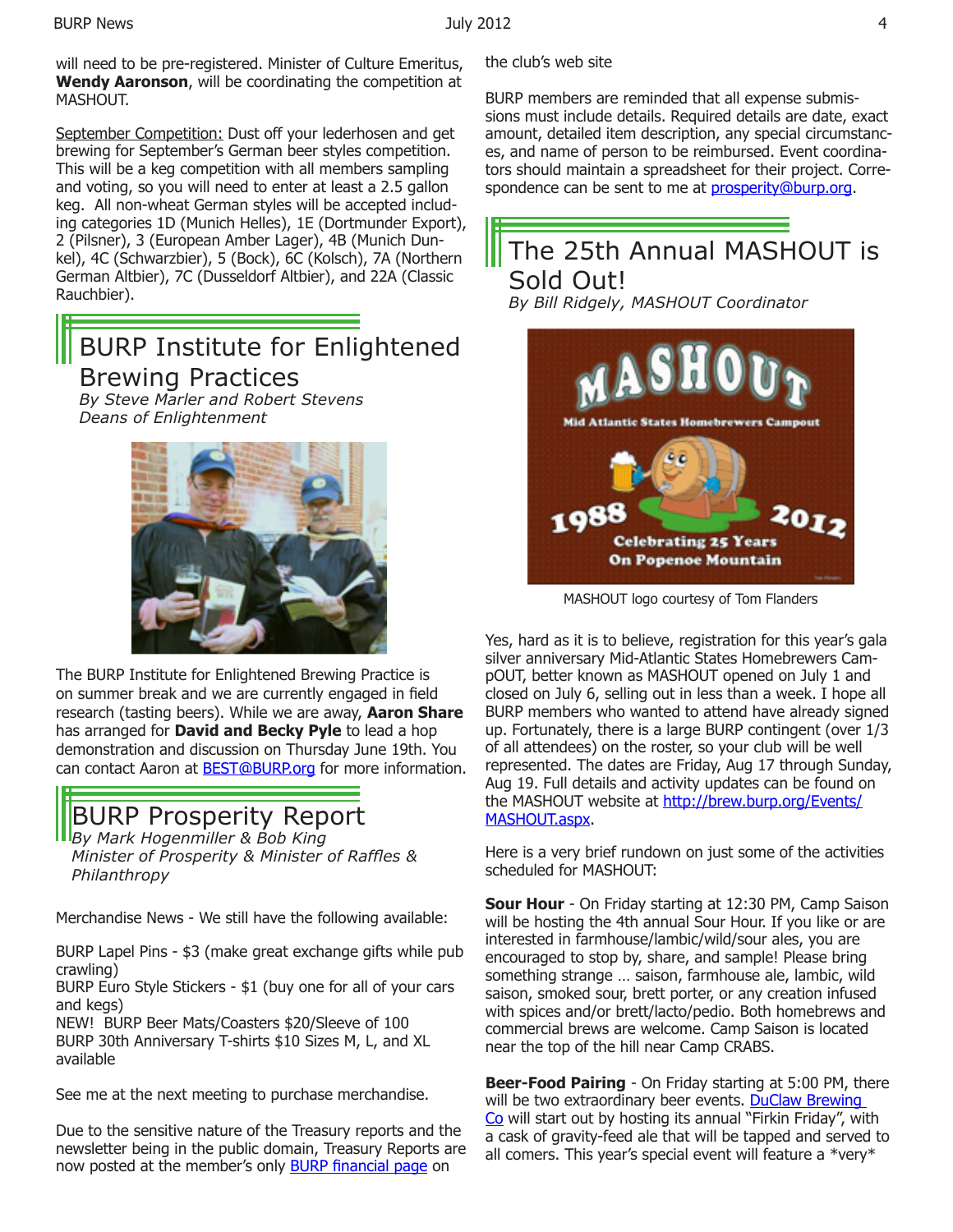will need to be pre-registered. Minister of Culture Emeritus, **Wendy Aaronson**, will be coordinating the competition at MASHOUT.

September Competition: Dust off your lederhosen and get brewing for September's German beer styles competition. This will be a keg competition with all members sampling and voting, so you will need to enter at least a 2.5 gallon keg. All non-wheat German styles will be accepted including categories 1D (Munich Helles), 1E (Dortmunder Export), 2 (Pilsner), 3 (European Amber Lager), 4B (Munich Dunkel), 4C (Schwarzbier), 5 (Bock), 6C (Kolsch), 7A (Northern German Altbier), 7C (Dusseldorf Altbier), and 22A (Classic Rauchbier).

## BURP Institute for Enlightened Brewing Practices

*By Steve Marler and Robert Stevens*
*Deans of Enlightenment*

The BURP Institute for Enlightened Brewing Practice is on summer break and we are currently engaged in field research (tasting beers). While we are away, **Aaron Share** has arranged for **David and Becky Pyle** to lead a hop demonstration and discussion on Thursday June 19th. You can contact Aaron at BEST@BURP.org for more information.

## BURP Prosperity Report

*By Mark Hogenmiller & Bob King*
*Minister of Prosperity & Minister of Raffles & Philanthropy*

Merchandise News - We still have the following available:

BURP Lapel Pins - $3 (make great exchange gifts while pub crawling)
BURP Euro Style Stickers - $1 (buy one for all of your cars and kegs)
NEW! BURP Beer Mats/Coasters $20/Sleeve of 100
BURP 30th Anniversary T-shirts $10 Sizes M, L, and XL available

See me at the next meeting to purchase merchandise.

Due to the sensitive nature of the Treasury reports and the newsletter being in the public domain, Treasury Reports are now posted at the member's only BURP financial page on the club's web site

BURP members are reminded that all expense submissions must include details. Required details are date, exact amount, detailed item description, any special circumstances, and name of person to be reimbursed. Event coordinators should maintain a spreadsheet for their project. Correspondence can be sent to me at prosperity@burp.org.

## The 25th Annual MASHOUT is Sold Out!

*By Bill Ridgely, MASHOUT Coordinator*

MASHOUT logo courtesy of Tom Flanders

Yes, hard as it is to believe, registration for this year's gala silver anniversary Mid-Atlantic States Homebrewers CampOUT, better known as MASHOUT opened on July 1 and closed on July 6, selling out in less than a week. I hope all BURP members who wanted to attend have already signed up. Fortunately, there is a large BURP contingent (over 1/3 of all attendees) on the roster, so your club will be well represented. The dates are Friday, Aug 17 through Sunday, Aug 19. Full details and activity updates can be found on the MASHOUT website at http://brew.burp.org/Events/MASHOUT.aspx.

Here is a very brief rundown on just some of the activities scheduled for MASHOUT:

**Sour Hour** - On Friday starting at 12:30 PM, Camp Saison will be hosting the 4th annual Sour Hour. If you like or are interested in farmhouse/lambic/wild/sour ales, you are encouraged to stop by, share, and sample! Please bring something strange … saison, farmhouse ale, lambic, wild saison, smoked sour, brett porter, or any creation infused with spices and/or brett/lacto/pedio. Both homebrews and commercial brews are welcome. Camp Saison is located near the top of the hill near Camp CRABS.

**Beer-Food Pairing** - On Friday starting at 5:00 PM, there will be two extraordinary beer events. DuClaw Brewing Co will start out by hosting its annual "Firkin Friday", with a cask of gravity-feed ale that will be tapped and served to all comers. This year's special event will feature a *very*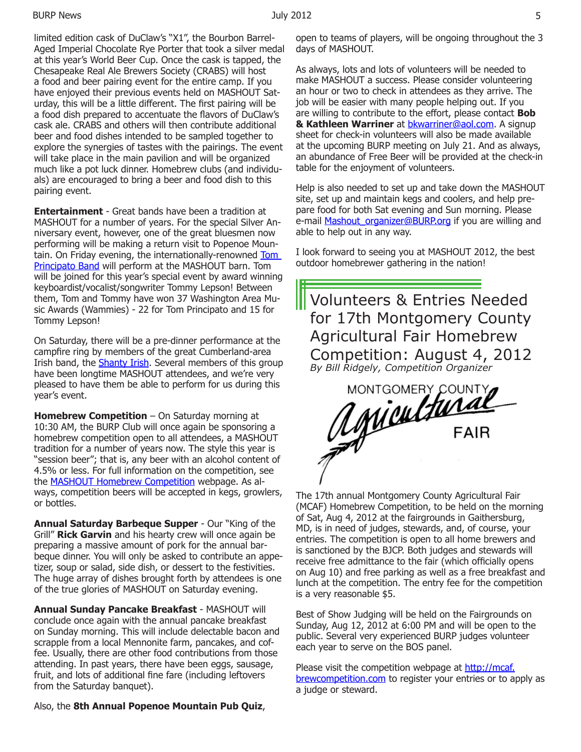limited edition cask of DuClaw's "X1", the Bourbon Barrel-Aged Imperial Chocolate Rye Porter that took a silver medal at this year's World Beer Cup. Once the cask is tapped, the Chesapeake Real Ale Brewers Society (CRABS) will host a food and beer pairing event for the entire camp. If you have enjoyed their previous events held on MASHOUT Saturday, this will be a little different. The first pairing will be a food dish prepared to accentuate the flavors of DuClaw's cask ale. CRABS and others will then contribute additional beer and food dishes intended to be sampled together to explore the synergies of tastes with the pairings. The event will take place in the main pavilion and will be organized much like a pot luck dinner. Homebrew clubs (and individuals) are encouraged to bring a beer and food dish to this pairing event.

**Entertainment** - Great bands have been a tradition at MASHOUT for a number of years. For the special Silver Anniversary event, however, one of the great bluesmen now performing will be making a return visit to Popenoe Mountain. On Friday evening, the internationally-renowned Tom Principato Band will perform at the MASHOUT barn. Tom will be joined for this year's special event by award winning keyboardist/vocalist/songwriter Tommy Lepson! Between them, Tom and Tommy have won 37 Washington Area Music Awards (Wammies) - 22 for Tom Principato and 15 for Tommy Lepson!

On Saturday, there will be a pre-dinner performance at the campfire ring by members of the great Cumberland-area Irish band, the Shanty Irish. Several members of this group have been longtime MASHOUT attendees, and we're very pleased to have them be able to perform for us during this year's event.

**Homebrew Competition** – On Saturday morning at 10:30 AM, the BURP Club will once again be sponsoring a homebrew competition open to all attendees, a MASHOUT tradition for a number of years now. The style this year is "session beer"; that is, any beer with an alcohol content of 4.5% or less. For full information on the competition, see the MASHOUT Homebrew Competition webpage. As always, competition beers will be accepted in kegs, growlers, or bottles.

**Annual Saturday Barbeque Supper** - Our "King of the Grill" **Rick Garvin** and his hearty crew will once again be preparing a massive amount of pork for the annual barbeque dinner. You will only be asked to contribute an appetizer, soup or salad, side dish, or dessert to the festivities. The huge array of dishes brought forth by attendees is one of the true glories of MASHOUT on Saturday evening.

**Annual Sunday Pancake Breakfast** - MASHOUT will conclude once again with the annual pancake breakfast on Sunday morning. This will include delectable bacon and scrapple from a local Mennonite farm, pancakes, and coffee. Usually, there are other food contributions from those attending. In past years, there have been eggs, sausage, fruit, and lots of additional fine fare (including leftovers from the Saturday banquet).

Also, the **8th Annual Popenoe Mountain Pub Quiz**, open to teams of players, will be ongoing throughout the 3 days of MASHOUT.

As always, lots and lots of volunteers will be needed to make MASHOUT a success. Please consider volunteering an hour or two to check in attendees as they arrive. The job will be easier with many people helping out. If you are willing to contribute to the effort, please contact **Bob & Kathleen Warriner** at bkwarriner@aol.com. A signup sheet for check-in volunteers will also be made available at the upcoming BURP meeting on July 21. And as always, an abundance of Free Beer will be provided at the check-in table for the enjoyment of volunteers.

Help is also needed to set up and take down the MASHOUT site, set up and maintain kegs and coolers, and help prepare food for both Sat evening and Sun morning. Please e-mail Mashout_organizer@BURP.org if you are willing and able to help out in any way.

I look forward to seeing you at MASHOUT 2012, the best outdoor homebrewer gathering in the nation!

## Volunteers & Entries Needed for 17th Montgomery County Agricultural Fair Homebrew Competition: August 4, 2012

*By Bill Ridgely, Competition Organizer*

MONTGOMERY COUNTY Agricultural FAIR

The 17th annual Montgomery County Agricultural Fair (MCAF) Homebrew Competition, to be held on the morning of Sat, Aug 4, 2012 at the fairgrounds in Gaithersburg, MD, is in need of judges, stewards, and, of course, your entries. The competition is open to all home brewers and is sanctioned by the BJCP. Both judges and stewards will receive free admittance to the fair (which officially opens on Aug 10) and free parking as well as a free breakfast and lunch at the competition. The entry fee for the competition is a very reasonable $5.

Best of Show Judging will be held on the Fairgrounds on Sunday, Aug 12, 2012 at 6:00 PM and will be open to the public. Several very experienced BURP judges volunteer each year to serve on the BOS panel.

Please visit the competition webpage at http://mcaf.brewcompetition.com to register your entries or to apply as a judge or steward.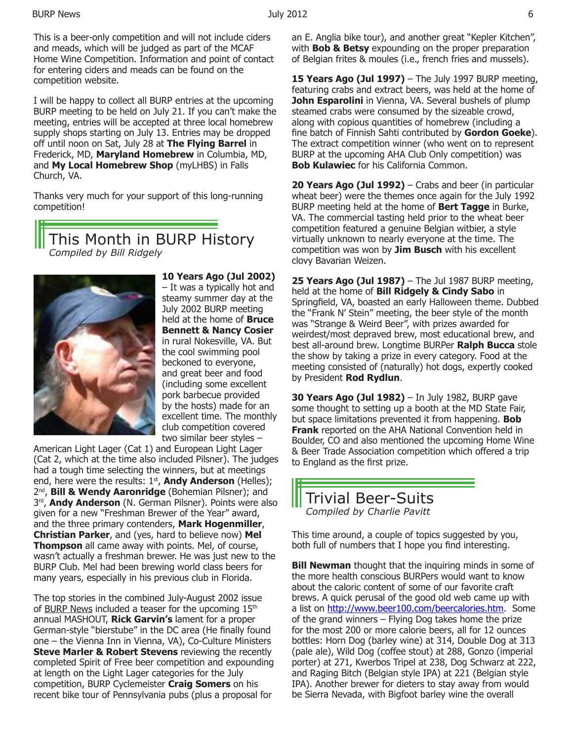This is a beer-only competition and will not include ciders and meads, which will be judged as part of the MCAF Home Wine Competition. Information and point of contact for entering ciders and meads can be found on the competition website.

I will be happy to collect all BURP entries at the upcoming BURP meeting to be held on July 21. If you can't make the meeting, entries will be accepted at three local homebrew supply shops starting on July 13. Entries may be dropped off until noon on Sat, July 28 at **The Flying Barrel** in Frederick, MD, **Maryland Homebrew** in Columbia, MD, and **My Local Homebrew Shop** (myLHBS) in Falls Church, VA.

Thanks very much for your support of this long-running competition!

## This Month in BURP History

*Compiled by Bill Ridgely*

**10 Years Ago (Jul 2002)** – It was a typically hot and steamy summer day at the July 2002 BURP meeting held at the home of **Bruce Bennett & Nancy Cosier** in rural Nokesville, VA. But the cool swimming pool beckoned to everyone, and great beer and food (including some excellent pork barbecue provided by the hosts) made for an excellent time. The monthly club competition covered two similar beer styles – American Light Lager (Cat 1) and European Light Lager (Cat 2, which at the time also included Pilsner). The judges had a tough time selecting the winners, but at meetings end, here were the results: 1st, **Andy Anderson** (Helles); 2nd, **Bill & Wendy Aaronridge** (Bohemian Pilsner); and 3rd, **Andy Anderson** (N. German Pilsner). Points were also given for a new "Freshman Brewer of the Year" award, and the three primary contenders, **Mark Hogenmiller**, **Christian Parker**, and (yes, hard to believe now) **Mel Thompson** all came away with points. Mel, of course, wasn't actually a freshman brewer. He was just new to the BURP Club. Mel had been brewing world class beers for many years, especially in his previous club in Florida.

The top stories in the combined July-August 2002 issue of BURP News included a teaser for the upcoming 15th annual MASHOUT, **Rick Garvin's** lament for a proper German-style "bierstube" in the DC area (He finally found one – the Vienna Inn in Vienna, VA), Co-Culture Ministers **Steve Marler & Robert Stevens** reviewing the recently completed Spirit of Free beer competition and expounding at length on the Light Lager categories for the July competition, BURP Cyclemeister **Craig Somers** on his recent bike tour of Pennsylvania pubs (plus a proposal for an E. Anglia bike tour), and another great "Kepler Kitchen", with **Bob & Betsy** expounding on the proper preparation of Belgian frites & moules (i.e., french fries and mussels).

**15 Years Ago (Jul 1997)** – The July 1997 BURP meeting, featuring crabs and extract beers, was held at the home of **John Esparolini** in Vienna, VA. Several bushels of plump steamed crabs were consumed by the sizeable crowd, along with copious quantities of homebrew (including a fine batch of Finnish Sahti contributed by **Gordon Goeke**). The extract competition winner (who went on to represent BURP at the upcoming AHA Club Only competition) was **Bob Kulawiec** for his California Common.

**20 Years Ago (Jul 1992)** – Crabs and beer (in particular wheat beer) were the themes once again for the July 1992 BURP meeting held at the home of **Bert Tagge** in Burke, VA. The commercial tasting held prior to the wheat beer competition featured a genuine Belgian witbier, a style virtually unknown to nearly everyone at the time. The competition was won by **Jim Busch** with his excellent clovy Bavarian Weizen.

**25 Years Ago (Jul 1987)** – The Jul 1987 BURP meeting, held at the home of **Bill Ridgely & Cindy Sabo** in Springfield, VA, boasted an early Halloween theme. Dubbed the "Frank N' Stein" meeting, the beer style of the month was "Strange & Weird Beer", with prizes awarded for weirdest/most depraved brew, most educational brew, and best all-around brew. Longtime BURPer **Ralph Bucca** stole the show by taking a prize in every category. Food at the meeting consisted of (naturally) hot dogs, expertly cooked by President **Rod Rydlun**.

**30 Years Ago (Jul 1982)** – In July 1982, BURP gave some thought to setting up a booth at the MD State Fair, but space limitations prevented it from happening. **Bob Frank** reported on the AHA National Convention held in Boulder, CO and also mentioned the upcoming Home Wine & Beer Trade Association competition which offered a trip to England as the first prize.

## Trivial Beer-Suits

*Compiled by Charlie Pavitt*

This time around, a couple of topics suggested by you, both full of numbers that I hope you find interesting.

**Bill Newman** thought that the inquiring minds in some of the more health conscious BURPers would want to know about the caloric content of some of our favorite craft brews. A quick perusal of the good old web came up with a list on http://www.beer100.com/beercalories.htm. Some of the grand winners – Flying Dog takes home the prize for the most 200 or more calorie beers, all for 12 ounces bottles: Horn Dog (barley wine) at 314, Double Dog at 313 (pale ale), Wild Dog (coffee stout) at 288, Gonzo (imperial porter) at 271, Kwerbos Tripel at 238, Dog Schwarz at 222, and Raging Bitch (Belgian style IPA) at 221 (Belgian style IPA). Another brewer for dieters to stay away from would be Sierra Nevada, with Bigfoot barley wine the overall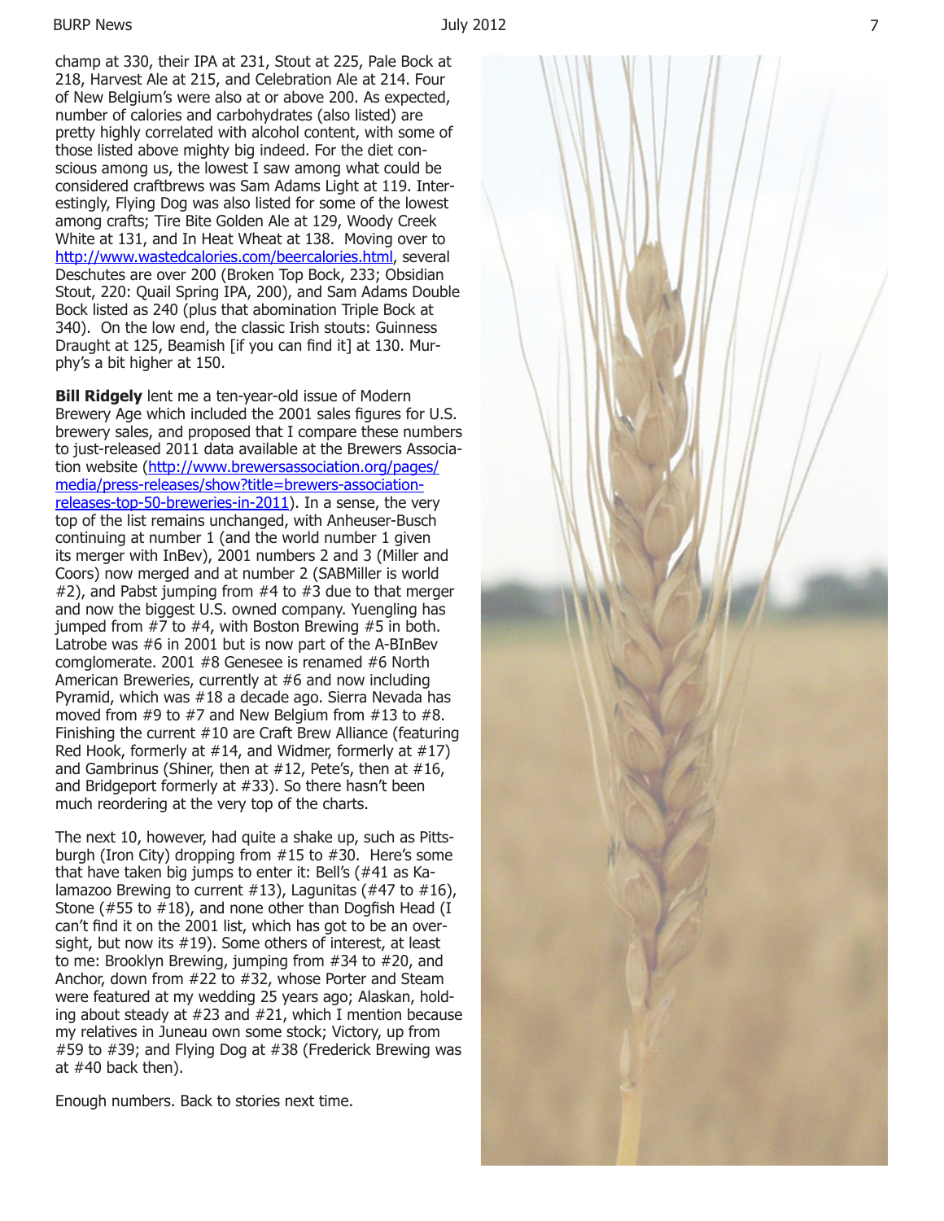champ at 330, their IPA at 231, Stout at 225, Pale Bock at 218, Harvest Ale at 215, and Celebration Ale at 214. Four of New Belgium's were also at or above 200. As expected, number of calories and carbohydrates (also listed) are pretty highly correlated with alcohol content, with some of those listed above mighty big indeed. For the diet conscious among us, the lowest I saw among what could be considered craftbrews was Sam Adams Light at 119. Interestingly, Flying Dog was also listed for some of the lowest among crafts; Tire Bite Golden Ale at 129, Woody Creek White at 131, and In Heat Wheat at 138. Moving over to [http://www.wastedcalories.com/beercalories.html](http://www.wastedcalories.com/beercalories.html), several Deschutes are over 200 (Broken Top Bock, 233; Obsidian Stout, 220: Quail Spring IPA, 200), and Sam Adams Double Bock listed as 240 (plus that abomination Triple Bock at 340). On the low end, the classic Irish stouts: Guinness Draught at 125, Beamish [if you can find it] at 130. Murphy's a bit higher at 150.

**Bill Ridgely** lent me a ten-year-old issue of Modern Brewery Age which included the 2001 sales figures for U.S. brewery sales, and proposed that I compare these numbers to just-released 2011 data available at the Brewers Association website ([http://www.brewersassociation.org/pages/media/press-releases/show?title=brewers-association-releases-top-50-breweries-in-2011](http://www.brewersassociation.org/pages/media/press-releases/show?title=brewers-association-releases-top-50-breweries-in-2011)). In a sense, the very top of the list remains unchanged, with Anheuser-Busch continuing at number 1 (and the world number 1 given its merger with InBev), 2001 numbers 2 and 3 (Miller and Coors) now merged and at number 2 (SABMiller is world #2), and Pabst jumping from #4 to #3 due to that merger and now the biggest U.S. owned company. Yuengling has jumped from #7 to #4, with Boston Brewing #5 in both. Latrobe was #6 in 2001 but is now part of the A-BInBev comglomerate. 2001 #8 Genesee is renamed #6 North American Breweries, currently at #6 and now including Pyramid, which was #18 a decade ago. Sierra Nevada has moved from #9 to #7 and New Belgium from #13 to #8. Finishing the current #10 are Craft Brew Alliance (featuring Red Hook, formerly at #14, and Widmer, formerly at #17) and Gambrinus (Shiner, then at #12, Pete's, then at #16, and Bridgeport formerly at #33). So there hasn't been much reordering at the very top of the charts.

The next 10, however, had quite a shake up, such as Pittsburgh (Iron City) dropping from #15 to #30. Here's some that have taken big jumps to enter it: Bell's (#41 as Kalamazoo Brewing to current #13), Lagunitas (#47 to #16), Stone (#55 to #18), and none other than Dogfish Head (I can't find it on the 2001 list, which has got to be an oversight, but now its #19). Some others of interest, at least to me: Brooklyn Brewing, jumping from #34 to #20, and Anchor, down from #22 to #32, whose Porter and Steam were featured at my wedding 25 years ago; Alaskan, holding about steady at #23 and #21, which I mention because my relatives in Juneau own some stock; Victory, up from #59 to #39; and Flying Dog at #38 (Frederick Brewing was at #40 back then).

Enough numbers. Back to stories next time.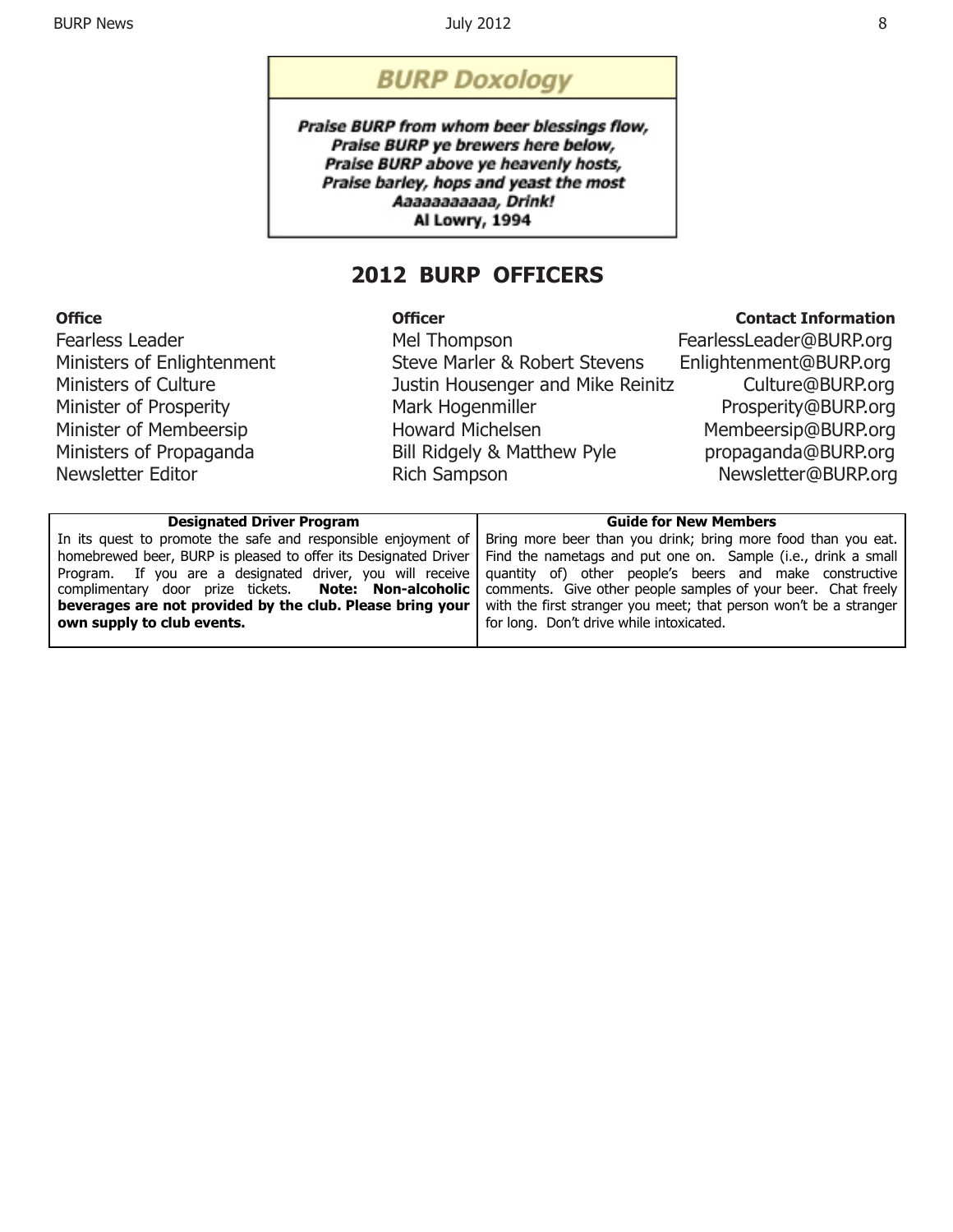## BURP Doxology

***Praise BURP from whom beer blessings flow,***
***Praise BURP ye brewers here below,***
***Praise BURP above ye heavenly hosts,***
***Praise barley, hops and yeast the most***
***Aaaaaaaaaa, Drink!***
**Al Lowry, 1994**

## 2012 BURP OFFICERS

| Office | Officer | Contact Information |
|---|---|---|
| Fearless Leader | Mel Thompson | FearlessLeader@BURP.org |
| Ministers of Enlightenment | Steve Marler & Robert Stevens | Enlightenment@BURP.org |
| Ministers of Culture | Justin Housenger and Mike Reinitz | Culture@BURP.org |
| Minister of Prosperity | Mark Hogenmiller | Prosperity@BURP.org |
| Minister of Membeersip | Howard Michelsen | Membeersip@BURP.org |
| Ministers of Propaganda | Bill Ridgely & Matthew Pyle | propaganda@BURP.org |
| Newsletter Editor | Rich Sampson | Newsletter@BURP.org |

**Designated Driver Program**

In its quest to promote the safe and responsible enjoyment of homebrewed beer, BURP is pleased to offer its Designated Driver Program. If you are a designated driver, you will receive complimentary door prize tickets. **Note: Non-alcoholic beverages are not provided by the club. Please bring your own supply to club events.**

**Guide for New Members**

Bring more beer than you drink; bring more food than you eat. Find the nametags and put one on. Sample (i.e., drink a small quantity of) other people's beers and make constructive comments. Give other people samples of your beer. Chat freely with the first stranger you meet; that person won't be a stranger for long. Don't drive while intoxicated.